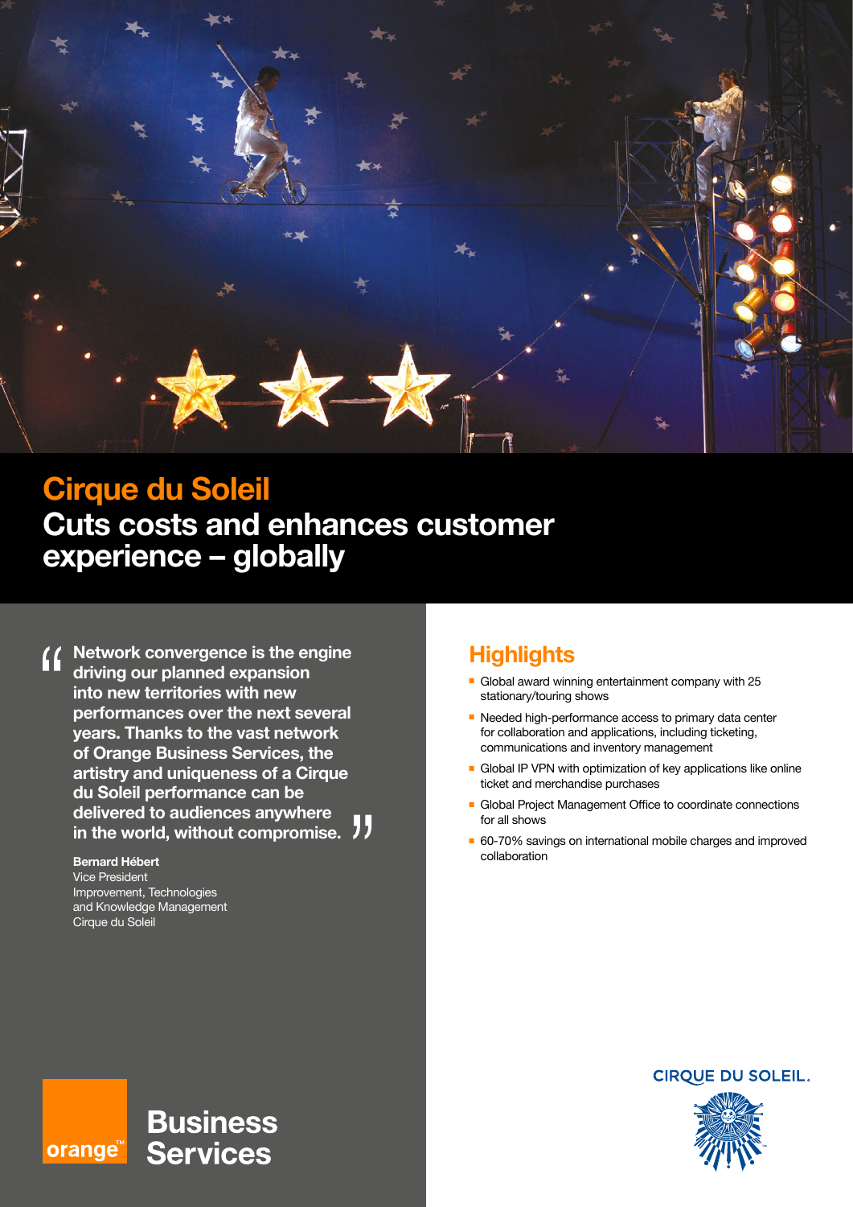# Cirque du Soleil

## Cuts costs and enhances customer experience – globally

> **Network convergence is the engine driving our planned expansion into new territories with new performances over the next several years. Thanks to the vast network of Orange Business Services, the artistry and uniqueness of a Cirque du Soleil performance can be delivered to audiences anywhere in the world, without compromise.**

**Bernard Hébert**
Vice President
Improvement, Technologies and Knowledge Management
Cirque du Soleil

## Highlights

- Global award winning entertainment company with 25 stationary/touring shows
- Needed high-performance access to primary data center for collaboration and applications, including ticketing, communications and inventory management
- Global IP VPN with optimization of key applications like online ticket and merchandise purchases
- Global Project Management Office to coordinate connections for all shows
- 60-70% savings on international mobile charges and improved collaboration

orange™ Business Services

CIRQUE DU SOLEIL.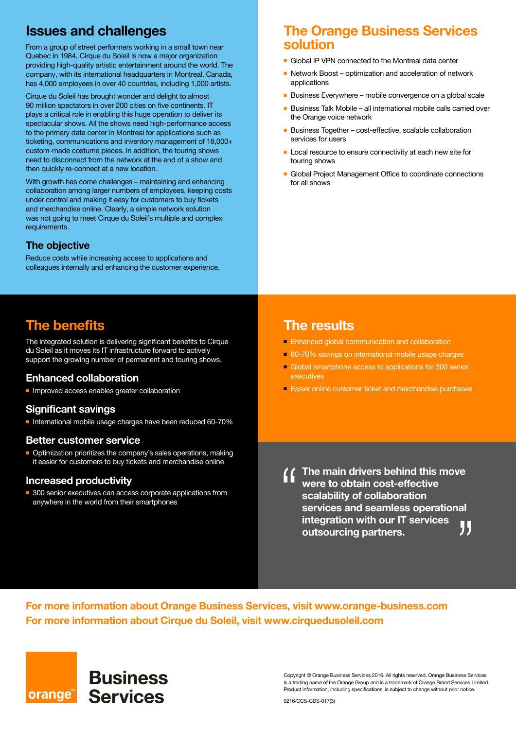## Issues and challenges

From a group of street performers working in a small town near Quebec in 1984, Cirque du Soleil is now a major organization providing high-quality artistic entertainment around the world. The company, with its international headquarters in Montreal, Canada, has 4,000 employees in over 40 countries, including 1,000 artists.

Cirque du Soleil has brought wonder and delight to almost 90 million spectators in over 200 cities on five continents. IT plays a critical role in enabling this huge operation to deliver its spectacular shows. All the shows need high-performance access to the primary data center in Montreal for applications such as ticketing, communications and inventory management of 18,000+ custom-made costume pieces. In addition, the touring shows need to disconnect from the network at the end of a show and then quickly re-connect at a new location.

With growth has come challenges – maintaining and enhancing collaboration among larger numbers of employees, keeping costs under control and making it easy for customers to buy tickets and merchandise online. Clearly, a simple network solution was not going to meet Cirque du Soleil's multiple and complex requirements.

### The objective

Reduce costs while increasing access to applications and colleagues internally and enhancing the customer experience.

## The Orange Business Services solution

- Global IP VPN connected to the Montreal data center
- Network Boost – optimization and acceleration of network applications
- Business Everywhere – mobile convergence on a global scale
- Business Talk Mobile – all international mobile calls carried over the Orange voice network
- Business Together – cost-effective, scalable collaboration services for users
- Local resource to ensure connectivity at each new site for touring shows
- Global Project Management Office to coordinate connections for all shows

## The benefits

The integrated solution is delivering significant benefits to Cirque du Soleil as it moves its IT infrastructure forward to actively support the growing number of permanent and touring shows.

### Enhanced collaboration

- Improved access enables greater collaboration

### Significant savings

- International mobile usage charges have been reduced 60-70%

### Better customer service

- Optimization prioritizes the company's sales operations, making it easier for customers to buy tickets and merchandise online

### Increased productivity

- 300 senior executives can access corporate applications from anywhere in the world from their smartphones

## The results

- Enhanced global communication and collaboration
- 60-70% savings on international mobile usage charges
- Global smartphone access to applications for 300 senior executives
- Easier online customer ticket and merchandise purchases

> **"The main drivers behind this move were to obtain cost-effective scalability of collaboration services and seamless operational integration with our IT services outsourcing partners."**

**For more information about Orange Business Services, visit www.orange-business.com**
**For more information about Cirque du Soleil, visit www.cirquedusoleil.com**

orange™ Business Services

Copyright © Orange Business Services 2016. All rights reserved. Orange Business Services is a trading name of the Orange Group and is a trademark of Orange Brand Services Limited. Product information, including specifications, is subject to change without prior notice.

0216/CCS-CDS-017(3)